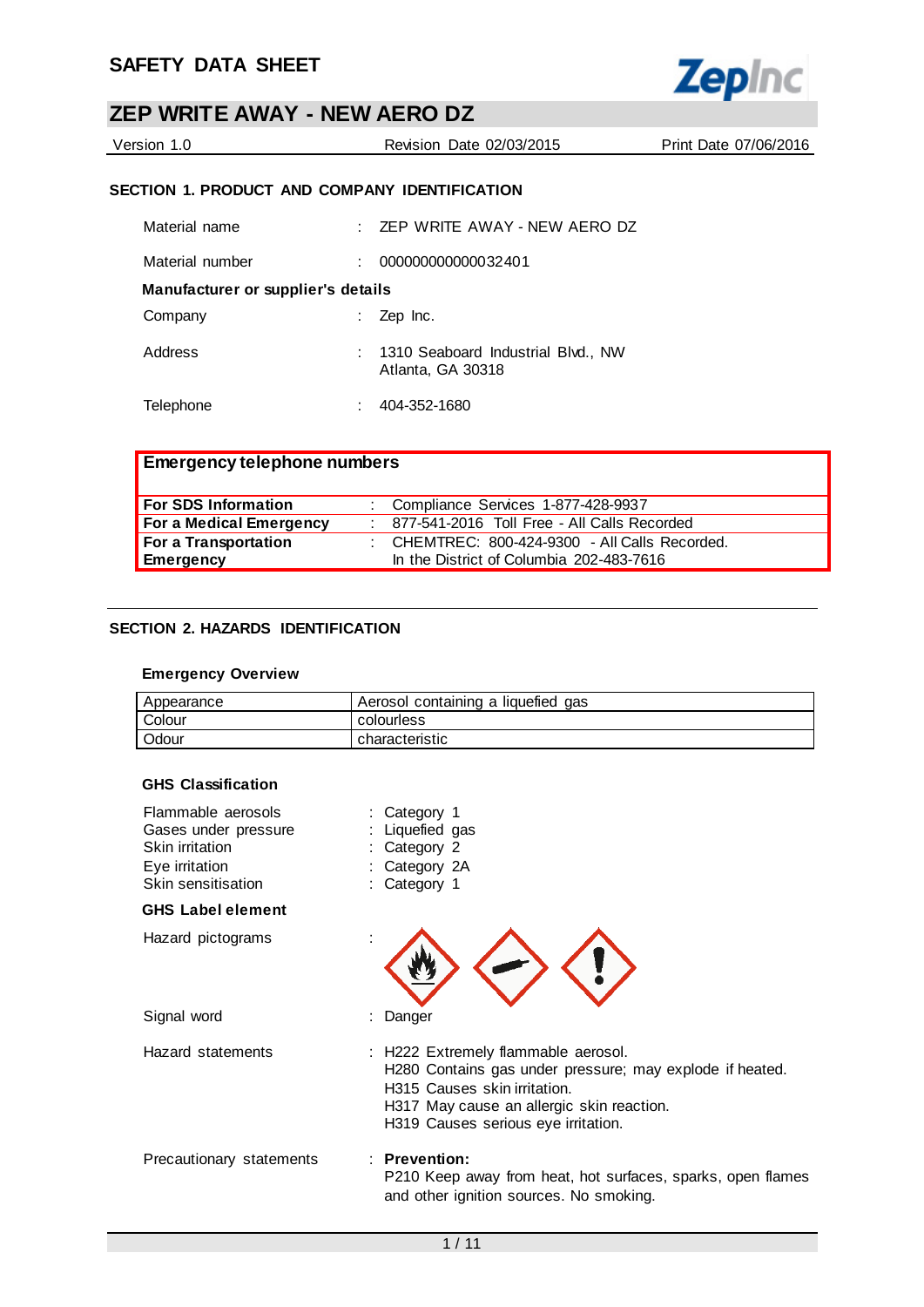# SAFETY DATA SHEET

## ZEP WRITE AWAY - NEW AERO DZ

Version 1.0 | Revision Date 02/03/2015 | Print Date 07/06/2016

### SECTION 1. PRODUCT AND COMPANY IDENTIFICATION

Material name : ZEP WRITE AWAY - NEW AERO DZ

Material number : 000000000000032401

**Manufacturer or supplier's details**

Company : Zep Inc.

Address : 1310 Seaboard Industrial Blvd., NW
Atlanta, GA 30318

Telephone : 404-352-1680

| Emergency telephone numbers | |
|---|---|
| **For SDS Information** | : Compliance Services 1-877-428-9937 |
| **For a Medical Emergency** | : 877-541-2016 Toll Free - All Calls Recorded |
| **For a Transportation Emergency** | : CHEMTREC: 800-424-9300 - All Calls Recorded. In the District of Columbia 202-483-7616 |

### SECTION 2. HAZARDS IDENTIFICATION

**Emergency Overview**

| Appearance | Aerosol containing a liquefied gas |
|---|---|
| Colour | colourless |
| Odour | characteristic |

**GHS Classification**

Flammable aerosols : Category 1
Gases under pressure : Liquefied gas
Skin irritation : Category 2
Eye irritation : Category 2A
Skin sensitisation : Category 1

**GHS Label element**

Hazard pictograms :

Signal word : Danger

Hazard statements : H222 Extremely flammable aerosol.
H280 Contains gas under pressure; may explode if heated.
H315 Causes skin irritation.
H317 May cause an allergic skin reaction.
H319 Causes serious eye irritation.

Precautionary statements : **Prevention:**
P210 Keep away from heat, hot surfaces, sparks, open flames and other ignition sources. No smoking.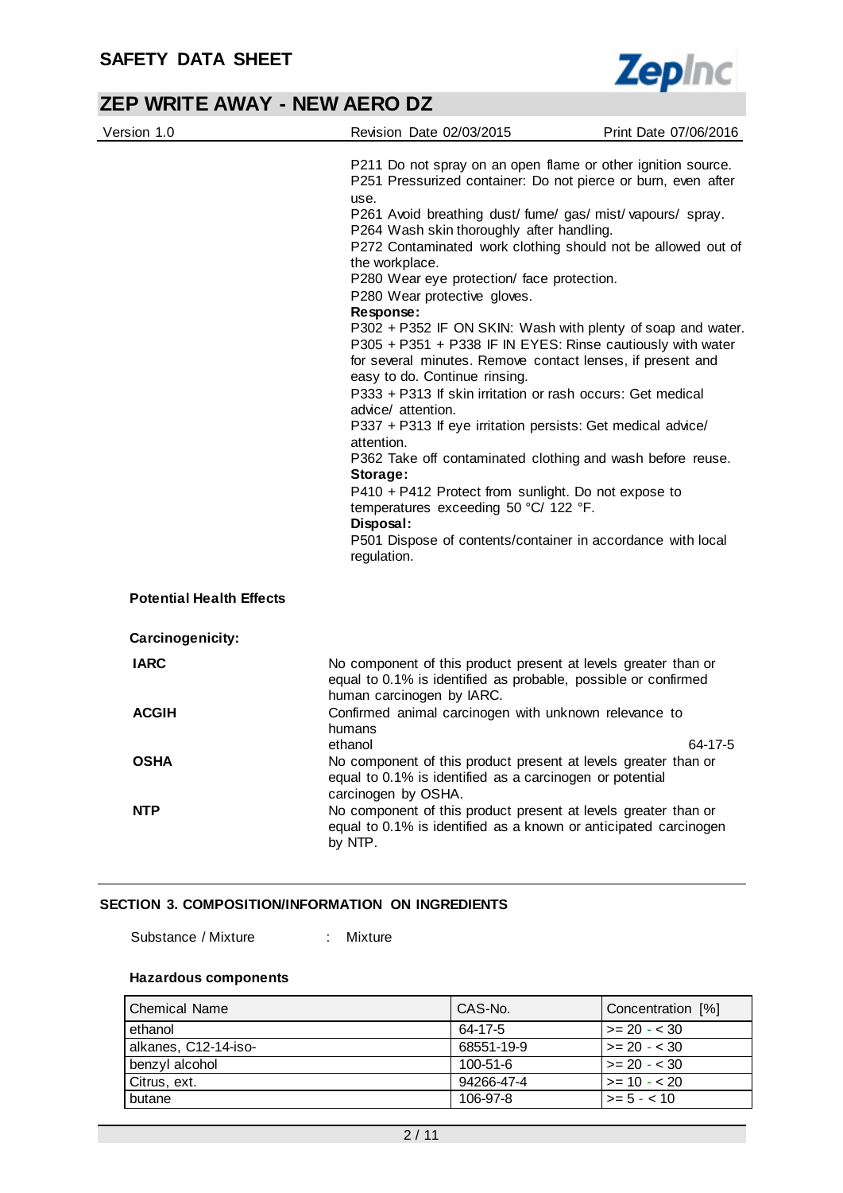P211 Do not spray on an open flame or other ignition source.
P251 Pressurized container: Do not pierce or burn, even after use.
P261 Avoid breathing dust/ fume/ gas/ mist/ vapours/ spray.
P264 Wash skin thoroughly after handling.
P272 Contaminated work clothing should not be allowed out of the workplace.
P280 Wear eye protection/ face protection.
P280 Wear protective gloves.

**Response:**

P302 + P352 IF ON SKIN: Wash with plenty of soap and water.
P305 + P351 + P338 IF IN EYES: Rinse cautiously with water for several minutes. Remove contact lenses, if present and easy to do. Continue rinsing.
P333 + P313 If skin irritation or rash occurs: Get medical advice/ attention.
P337 + P313 If eye irritation persists: Get medical advice/ attention.
P362 Take off contaminated clothing and wash before reuse.

**Storage:**

P410 + P412 Protect from sunlight. Do not expose to temperatures exceeding 50 °C/ 122 °F.

**Disposal:**

P501 Dispose of contents/container in accordance with local regulation.

**Potential Health Effects**

**Carcinogenicity:**

**IARC**: No component of this product present at levels greater than or equal to 0.1% is identified as probable, possible or confirmed human carcinogen by IARC.

**ACGIH**: Confirmed animal carcinogen with unknown relevance to humans
ethanol 64-17-5

**OSHA**: No component of this product present at levels greater than or equal to 0.1% is identified as a carcinogen or potential carcinogen by OSHA.

**NTP**: No component of this product present at levels greater than or equal to 0.1% is identified as a known or anticipated carcinogen by NTP.

## SECTION 3. COMPOSITION/INFORMATION ON INGREDIENTS

Substance / Mixture : Mixture

**Hazardous components**

| Chemical Name | CAS-No. | Concentration [%] |
|---|---|---|
| ethanol | 64-17-5 | >= 20 - < 30 |
| alkanes, C12-14-iso- | 68551-19-9 | >= 20 - < 30 |
| benzyl alcohol | 100-51-6 | >= 20 - < 30 |
| Citrus, ext. | 94266-47-4 | >= 10 - < 20 |
| butane | 106-97-8 | >= 5 - < 10 |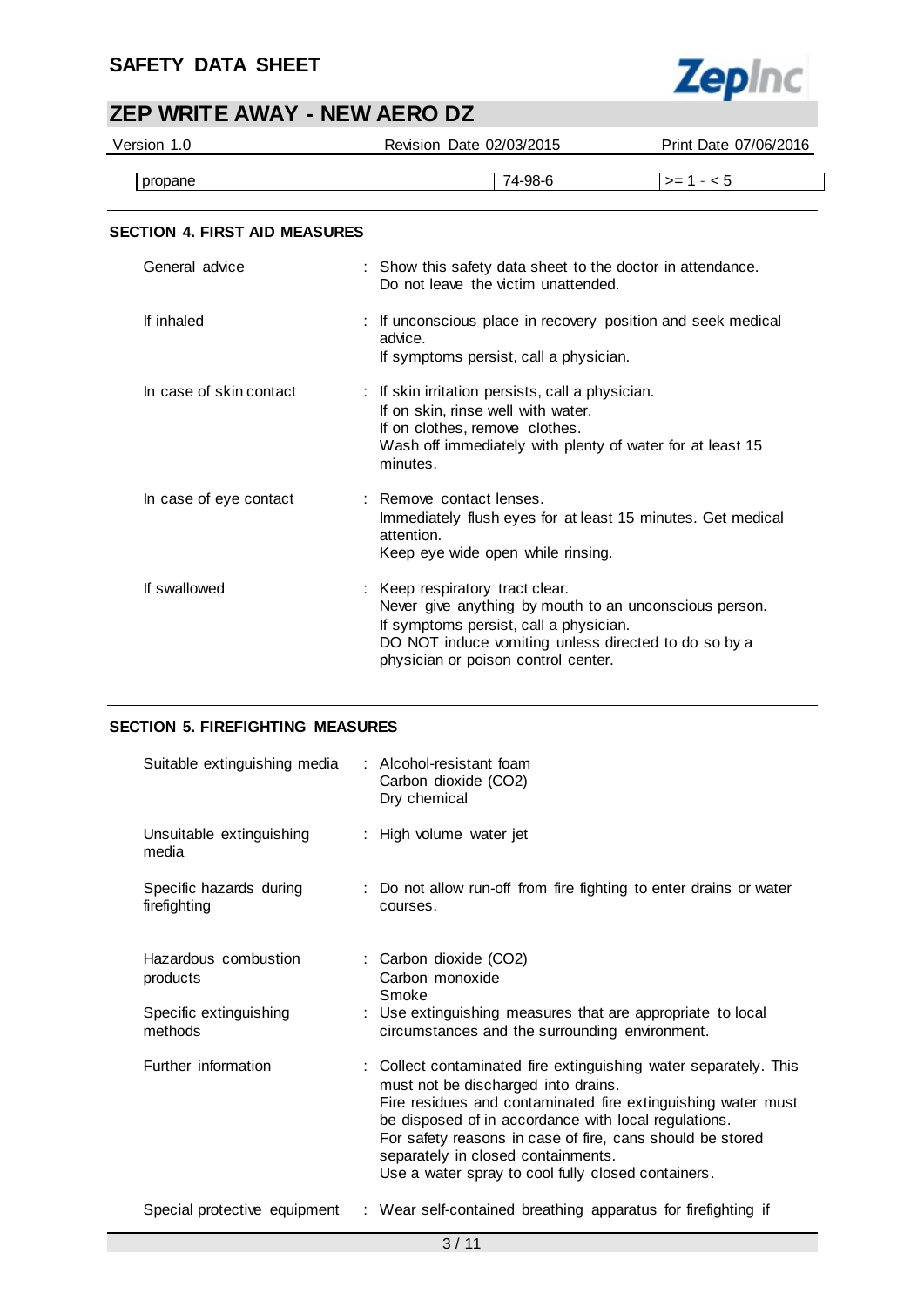| propane | 74-98-6 | >= 1 - < 5 |
|---|---|---|

## SECTION 4. FIRST AID MEASURES

General advice : Show this safety data sheet to the doctor in attendance.
Do not leave the victim unattended.

If inhaled : If unconscious place in recovery position and seek medical advice.
If symptoms persist, call a physician.

In case of skin contact : If skin irritation persists, call a physician.
If on skin, rinse well with water.
If on clothes, remove clothes.
Wash off immediately with plenty of water for at least 15 minutes.

In case of eye contact : Remove contact lenses.
Immediately flush eyes for at least 15 minutes. Get medical attention.
Keep eye wide open while rinsing.

If swallowed : Keep respiratory tract clear.
Never give anything by mouth to an unconscious person.
If symptoms persist, call a physician.
DO NOT induce vomiting unless directed to do so by a physician or poison control center.

## SECTION 5. FIREFIGHTING MEASURES

Suitable extinguishing media : Alcohol-resistant foam
Carbon dioxide ($CO_2$)
Dry chemical

Unsuitable extinguishing media : High volume water jet

Specific hazards during firefighting : Do not allow run-off from fire fighting to enter drains or water courses.

Hazardous combustion products : Carbon dioxide ($CO_2$)
Carbon monoxide
Smoke

Specific extinguishing methods : Use extinguishing measures that are appropriate to local circumstances and the surrounding environment.

Further information : Collect contaminated fire extinguishing water separately. This must not be discharged into drains.
Fire residues and contaminated fire extinguishing water must be disposed of in accordance with local regulations.
For safety reasons in case of fire, cans should be stored separately in closed containments.
Use a water spray to cool fully closed containers.

Special protective equipment : Wear self-contained breathing apparatus for firefighting if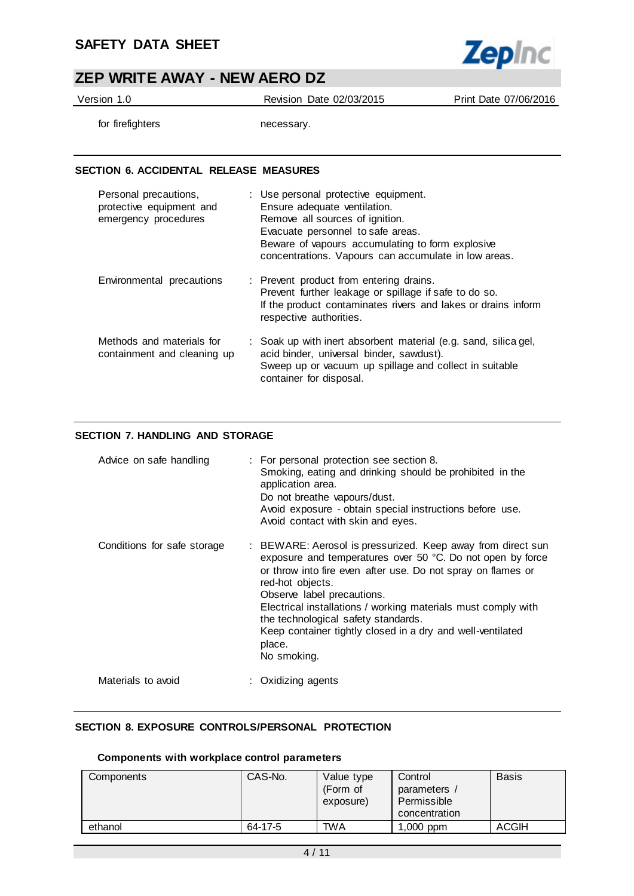| | |
|---|---|
| for firefighters | necessary. |

## SECTION 6. ACCIDENTAL RELEASE MEASURES

| | |
|---|---|
| Personal precautions, protective equipment and emergency procedures | : Use personal protective equipment.<br>Ensure adequate ventilation.<br>Remove all sources of ignition.<br>Evacuate personnel to safe areas.<br>Beware of vapours accumulating to form explosive concentrations. Vapours can accumulate in low areas. |
| Environmental precautions | : Prevent product from entering drains.<br>Prevent further leakage or spillage if safe to do so.<br>If the product contaminates rivers and lakes or drains inform respective authorities. |
| Methods and materials for containment and cleaning up | : Soak up with inert absorbent material (e.g. sand, silica gel, acid binder, universal binder, sawdust).<br>Sweep up or vacuum up spillage and collect in suitable container for disposal. |

## SECTION 7. HANDLING AND STORAGE

| | |
|---|---|
| Advice on safe handling | : For personal protection see section 8.<br>Smoking, eating and drinking should be prohibited in the application area.<br>Do not breathe vapours/dust.<br>Avoid exposure - obtain special instructions before use.<br>Avoid contact with skin and eyes. |
| Conditions for safe storage | : BEWARE: Aerosol is pressurized. Keep away from direct sun exposure and temperatures over 50 °C. Do not open by force or throw into fire even after use. Do not spray on flames or red-hot objects.<br>Observe label precautions.<br>Electrical installations / working materials must comply with the technological safety standards.<br>Keep container tightly closed in a dry and well-ventilated place.<br>No smoking. |
| Materials to avoid | : Oxidizing agents |

## SECTION 8. EXPOSURE CONTROLS/PERSONAL PROTECTION

### Components with workplace control parameters

| Components | CAS-No. | Value type (Form of exposure) | Control parameters / Permissible concentration | Basis |
|---|---|---|---|---|
| ethanol | 64-17-5 | TWA | 1,000 ppm | ACGIH |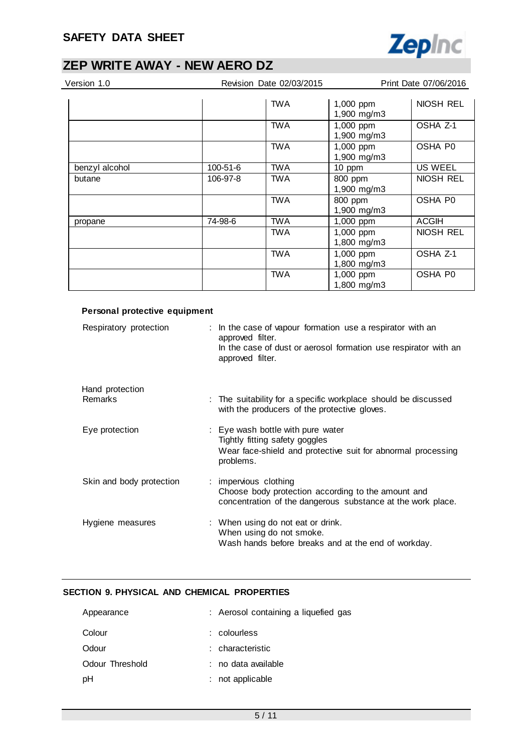| | | | | |
|---|---|---|---|---|
| | | TWA | 1,000 ppm<br>1,900 mg/m3 | NIOSH REL |
| | | TWA | 1,000 ppm<br>1,900 mg/m3 | OSHA Z-1 |
| | | TWA | 1,000 ppm<br>1,900 mg/m3 | OSHA P0 |
| benzyl alcohol | 100-51-6 | TWA | 10 ppm | US WEEL |
| butane | 106-97-8 | TWA | 800 ppm<br>1,900 mg/m3 | NIOSH REL |
| | | TWA | 800 ppm<br>1,900 mg/m3 | OSHA P0 |
| propane | 74-98-6 | TWA | 1,000 ppm | ACGIH |
| | | TWA | 1,000 ppm<br>1,800 mg/m3 | NIOSH REL |
| | | TWA | 1,000 ppm<br>1,800 mg/m3 | OSHA Z-1 |
| | | TWA | 1,000 ppm<br>1,800 mg/m3 | OSHA P0 |

**Personal protective equipment**

Respiratory protection : In the case of vapour formation use a respirator with an approved filter.
In the case of dust or aerosol formation use respirator with an approved filter.

Hand protection
Remarks : The suitability for a specific workplace should be discussed with the producers of the protective gloves.

Eye protection : Eye wash bottle with pure water
Tightly fitting safety goggles
Wear face-shield and protective suit for abnormal processing problems.

Skin and body protection : impervious clothing
Choose body protection according to the amount and concentration of the dangerous substance at the work place.

Hygiene measures : When using do not eat or drink.
When using do not smoke.
Wash hands before breaks and at the end of workday.

## SECTION 9. PHYSICAL AND CHEMICAL PROPERTIES

Appearance : Aerosol containing a liquefied gas

Colour : colourless

Odour : characteristic

Odour Threshold : no data available

pH : not applicable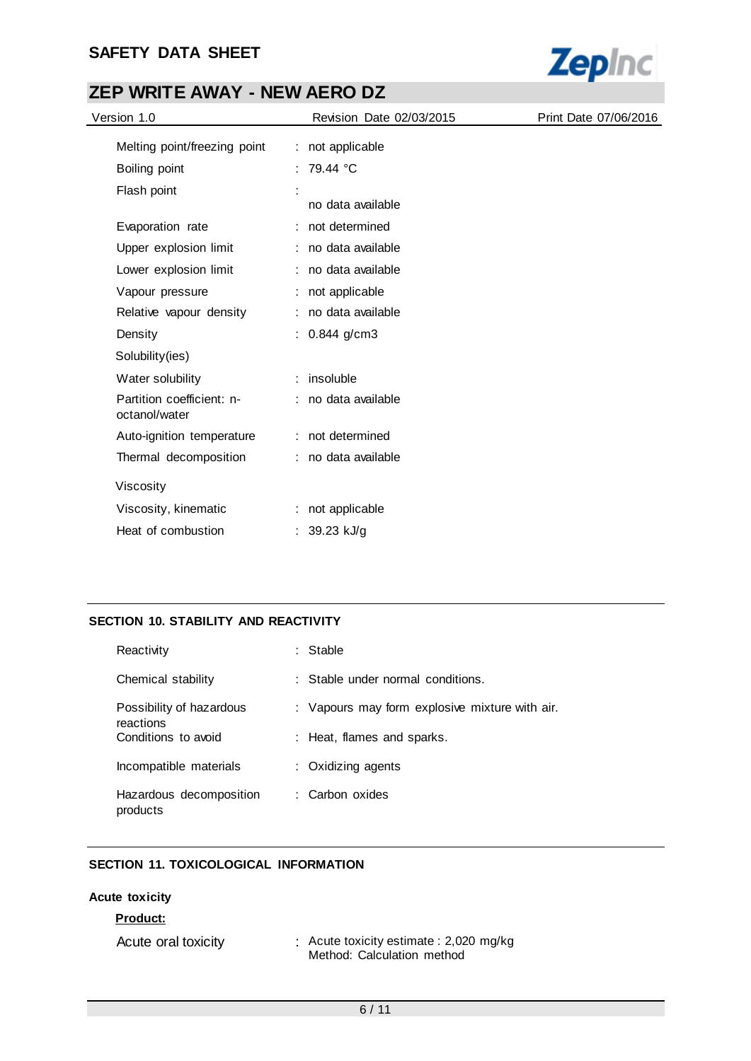| | | |
|---|---|---|
| Melting point/freezing point | : | not applicable |
| Boiling point | : | 79.44 °C |
| Flash point | : | no data available |
| Evaporation rate | : | not determined |
| Upper explosion limit | : | no data available |
| Lower explosion limit | : | no data available |
| Vapour pressure | : | not applicable |
| Relative vapour density | : | no data available |
| Density | : | 0.844 g/cm3 |

Solubility(ies)

| | | |
|---|---|---|
| Water solubility | : | insoluble |
| Partition coefficient: n-octanol/water | : | no data available |
| Auto-ignition temperature | : | not determined |
| Thermal decomposition | : | no data available |

Viscosity

| | | |
|---|---|---|
| Viscosity, kinematic | : | not applicable |
| Heat of combustion | : | 39.23 kJ/g |

## SECTION 10. STABILITY AND REACTIVITY

| | | |
|---|---|---|
| Reactivity | : | Stable |
| Chemical stability | : | Stable under normal conditions. |
| Possibility of hazardous reactions | : | Vapours may form explosive mixture with air. |
| Conditions to avoid | : | Heat, flames and sparks. |
| Incompatible materials | : | Oxidizing agents |
| Hazardous decomposition products | : | Carbon oxides |

## SECTION 11. TOXICOLOGICAL INFORMATION

**Acute toxicity**

**Product:**

| | | |
|---|---|---|
| Acute oral toxicity | : | Acute toxicity estimate : 2,020 mg/kg<br>Method: Calculation method |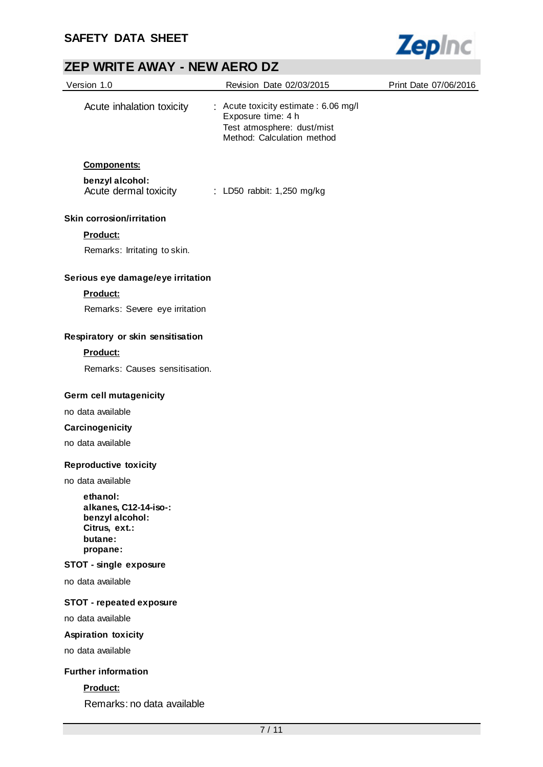Acute inhalation toxicity : Acute toxicity estimate : 6.06 mg/l
Exposure time: 4 h
Test atmosphere: dust/mist
Method: Calculation method

**Components:**

**benzyl alcohol:**
Acute dermal toxicity : LD50 rabbit: 1,250 mg/kg

**Skin corrosion/irritation**

**Product:**

Remarks: Irritating to skin.

**Serious eye damage/eye irritation**

**Product:**

Remarks: Severe eye irritation

**Respiratory or skin sensitisation**

**Product:**

Remarks: Causes sensitisation.

**Germ cell mutagenicity**

no data available

**Carcinogenicity**

no data available

**Reproductive toxicity**

no data available

**ethanol:**
**alkanes, C12-14-iso-:**
**benzyl alcohol:**
**Citrus, ext.:**
**butane:**
**propane:**

**STOT - single exposure**

no data available

**STOT - repeated exposure**

no data available

**Aspiration toxicity**

no data available

**Further information**

**Product:**

Remarks: no data available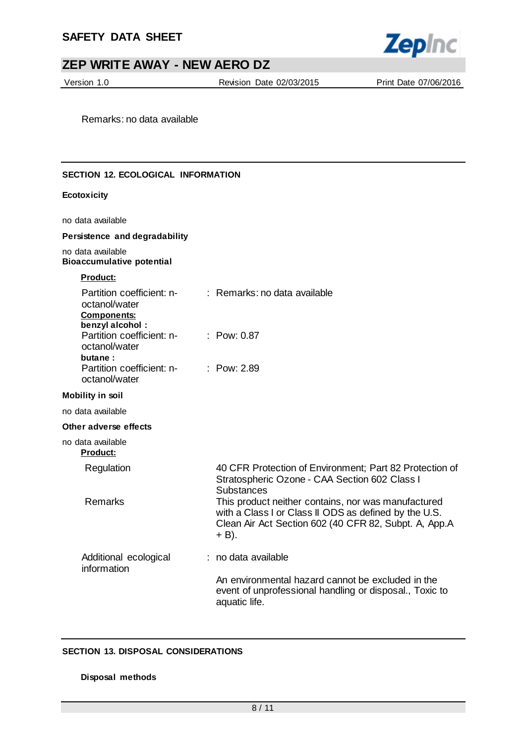Remarks: no data available

## SECTION 12. ECOLOGICAL INFORMATION

**Ecotoxicity**

no data available

**Persistence and degradability**

no data available

**Bioaccumulative potential**

**Product:**

Partition coefficient: n-octanol/water : Remarks: no data available

**Components:**

**benzyl alcohol :**

Partition coefficient: n-octanol/water : Pow: 0.87

**butane :**

Partition coefficient: n-octanol/water : Pow: 2.89

**Mobility in soil**

no data available

**Other adverse effects**

no data available

**Product:**

| | |
|---|---|
| Regulation | 40 CFR Protection of Environment; Part 82 Protection of Stratospheric Ozone - CAA Section 602 Class I Substances |
| Remarks | This product neither contains, nor was manufactured with a Class I or Class II ODS as defined by the U.S. Clean Air Act Section 602 (40 CFR 82, Subpt. A, App.A + B). |

Additional ecological information : no data available

An environmental hazard cannot be excluded in the event of unprofessional handling or disposal., Toxic to aquatic life.

## SECTION 13. DISPOSAL CONSIDERATIONS

**Disposal methods**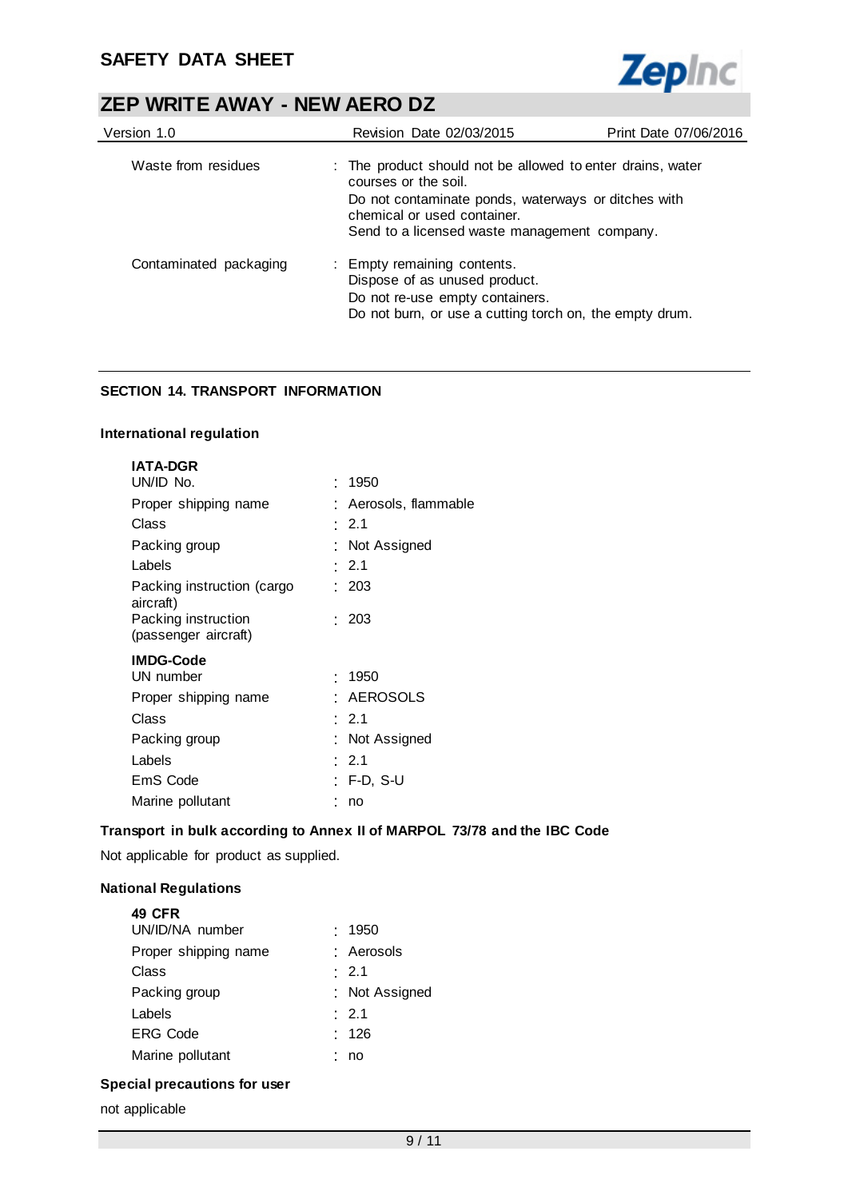| | |
|---|---|
| Waste from residues | : The product should not be allowed to enter drains, water courses or the soil.<br>Do not contaminate ponds, waterways or ditches with chemical or used container.<br>Send to a licensed waste management company. |
| Contaminated packaging | : Empty remaining contents.<br>Dispose of as unused product.<br>Do not re-use empty containers.<br>Do not burn, or use a cutting torch on, the empty drum. |

## SECTION 14. TRANSPORT INFORMATION

### International regulation

**IATA-DGR**

| | |
|---|---|
| UN/ID No. | : 1950 |
| Proper shipping name | : Aerosols, flammable |
| Class | : 2.1 |
| Packing group | : Not Assigned |
| Labels | : 2.1 |
| Packing instruction (cargo aircraft) | : 203 |
| Packing instruction (passenger aircraft) | : 203 |

**IMDG-Code**

| | |
|---|---|
| UN number | : 1950 |
| Proper shipping name | : AEROSOLS |
| Class | : 2.1 |
| Packing group | : Not Assigned |
| Labels | : 2.1 |
| EmS Code | : F-D, S-U |
| Marine pollutant | : no |

### Transport in bulk according to Annex II of MARPOL 73/78 and the IBC Code

Not applicable for product as supplied.

### National Regulations

**49 CFR**

| | |
|---|---|
| UN/ID/NA number | : 1950 |
| Proper shipping name | : Aerosols |
| Class | : 2.1 |
| Packing group | : Not Assigned |
| Labels | : 2.1 |
| ERG Code | : 126 |
| Marine pollutant | : no |

### Special precautions for user

not applicable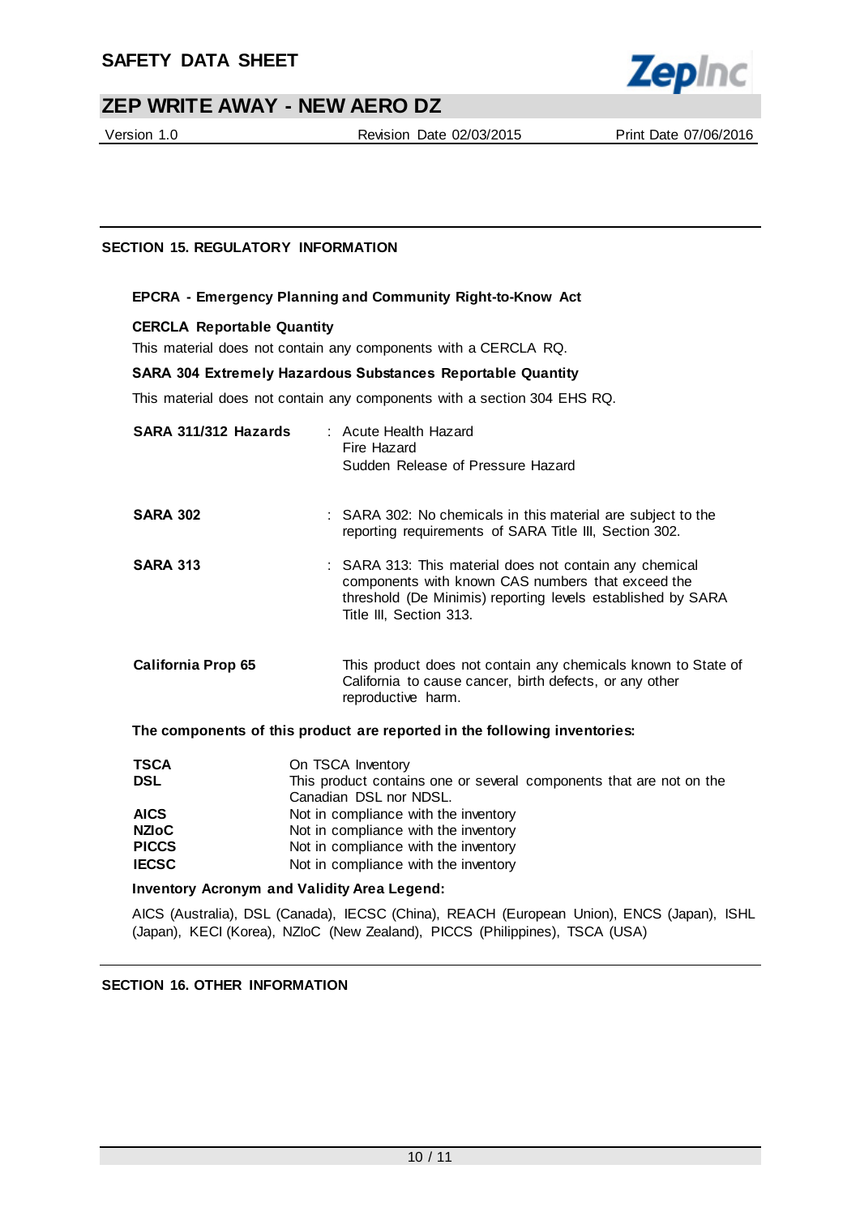## SECTION 15. REGULATORY INFORMATION

### EPCRA - Emergency Planning and Community Right-to-Know Act

**CERCLA Reportable Quantity**

This material does not contain any components with a CERCLA RQ.

**SARA 304 Extremely Hazardous Substances Reportable Quantity**

This material does not contain any components with a section 304 EHS RQ.

| | |
|---|---|
| **SARA 311/312 Hazards** | : Acute Health Hazard<br>Fire Hazard<br>Sudden Release of Pressure Hazard |
| **SARA 302** | : SARA 302: No chemicals in this material are subject to the reporting requirements of SARA Title III, Section 302. |
| **SARA 313** | : SARA 313: This material does not contain any chemical components with known CAS numbers that exceed the threshold (De Minimis) reporting levels established by SARA Title III, Section 313. |
| **California Prop 65** | This product does not contain any chemicals known to State of California to cause cancer, birth defects, or any other reproductive harm. |

**The components of this product are reported in the following inventories:**

| | |
|---|---|
| **TSCA** | On TSCA Inventory |
| **DSL** | This product contains one or several components that are not on the Canadian DSL nor NDSL. |
| **AICS** | Not in compliance with the inventory |
| **NZIoC** | Not in compliance with the inventory |
| **PICCS** | Not in compliance with the inventory |
| **IECSC** | Not in compliance with the inventory |

**Inventory Acronym and Validity Area Legend:**

AICS (Australia), DSL (Canada), IECSC (China), REACH (European Union), ENCS (Japan), ISHL (Japan), KECI (Korea), NZIoC (New Zealand), PICCS (Philippines), TSCA (USA)

## SECTION 16. OTHER INFORMATION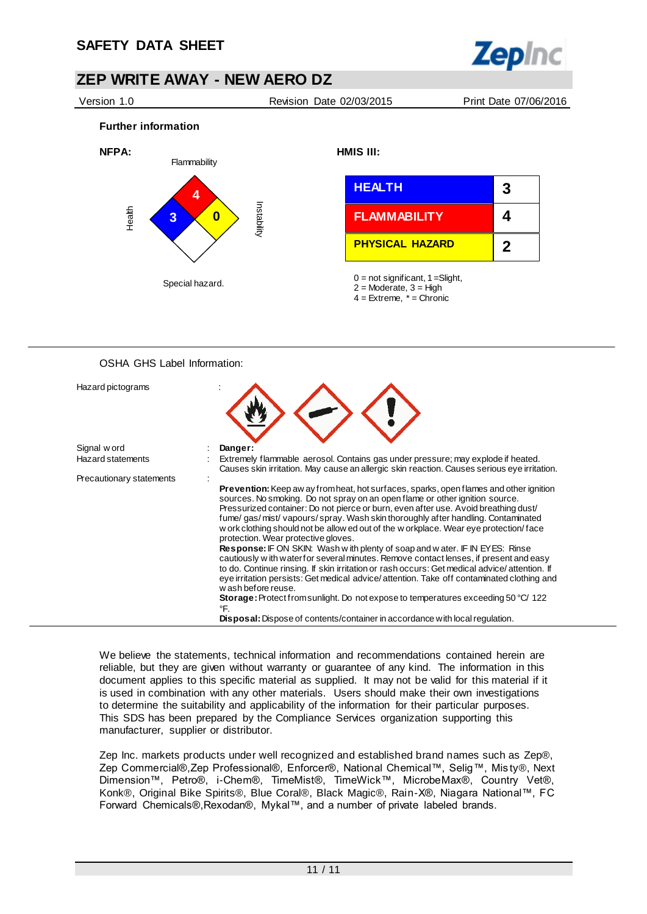## Further information

**NFPA:**

Flammability: 4
Health: 3
Instability: 0
Special hazard.

**HMIS III:**

| | |
|---|---|
| HEALTH | 3 |
| FLAMMABILITY | 4 |
| PHYSICAL HAZARD | 2 |

0 = not significant, 1 =Slight,
2 = Moderate, 3 = High
4 = Extreme, * = Chronic

OSHA GHS Label Information:

| | | |
|---|---|---|
| Hazard pictograms | : | |
| Signal word | : | **Danger:** |
| Hazard statements | : | Extremely flammable aerosol. Contains gas under pressure; may explode if heated. Causes skin irritation. May cause an allergic skin reaction. Causes serious eye irritation. |
| Precautionary statements | : | **Prevention:** Keep away from heat, hot surfaces, sparks, open flames and other ignition sources. No smoking. Do not spray on an open flame or other ignition source. Pressurized container: Do not pierce or burn, even after use. Avoid breathing dust/ fume/ gas/ mist/ vapours/ spray. Wash skin thoroughly after handling. Contaminated work clothing should not be allowed out of the workplace. Wear eye protection/ face protection. Wear protective gloves. **Response:** IF ON SKIN: Wash with plenty of soap and water. IF IN EYES: Rinse cautiously with water for several minutes. Remove contact lenses, if present and easy to do. Continue rinsing. If skin irritation or rash occurs: Get medical advice/ attention. If eye irritation persists: Get medical advice/ attention. Take off contaminated clothing and wash before reuse. **Storage:** Protect from sunlight. Do not expose to temperatures exceeding 50 °C/ 122 °F. **Disposal:** Dispose of contents/container in accordance with local regulation. |

We believe the statements, technical information and recommendations contained herein are reliable, but they are given without warranty or guarantee of any kind. The information in this document applies to this specific material as supplied. It may not be valid for this material if it is used in combination with any other materials. Users should make their own investigations to determine the suitability and applicability of the information for their particular purposes. This SDS has been prepared by the Compliance Services organization supporting this manufacturer, supplier or distributor.

Zep Inc. markets products under well recognized and established brand names such as Zep®, Zep Commercial®,Zep Professional®, Enforcer®, National Chemical™, Selig™, Misty®, Next Dimension™, Petro®, i-Chem®, TimeMist®, TimeWick™, MicrobeMax®, Country Vet®, Konk®, Original Bike Spirits®, Blue Coral®, Black Magic®, Rain-X®, Niagara National™, FC Forward Chemicals®,Rexodan®, Mykal™, and a number of private labeled brands.